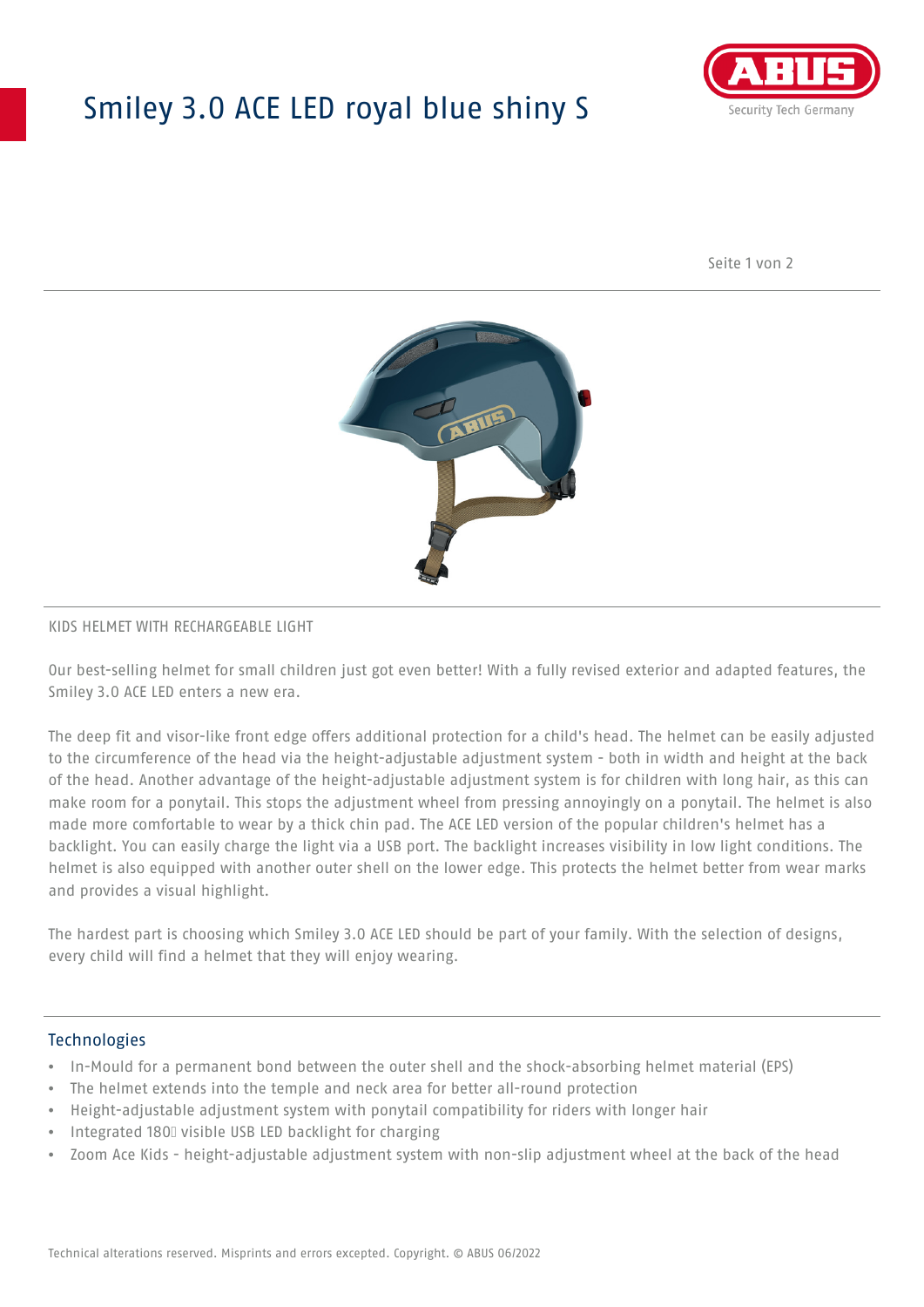# Smiley 3.0 ACE LED royal blue shiny S

KIDS HELMET WITH RECHARGEABLE LIGHT

Our best-selling helmet for small children just got even better! With a fully revised exterior and adapted features, the Smiley 3.0 ACE LED enters a new era.

The deep fit and visor-like front edge offers additional protection for a child's head. The helmet can be easily adjusted to the circumference of the head via the height-adjustable adjustment system - both in width and height at the back of the head. Another advantage of the height-adjustable adjustment system is for children with long hair, as this can make room for a ponytail. This stops the adjustment wheel from pressing annoyingly on a ponytail. The helmet is also made more comfortable to wear by a thick chin pad. The ACE LED version of the popular children's helmet has a backlight. You can easily charge the light via a USB port. The backlight increases visibility in low light conditions. The helmet is also equipped with another outer shell on the lower edge. This protects the helmet better from wear marks and provides a visual highlight.

The hardest part is choosing which Smiley 3.0 ACE LED should be part of your family. With the selection of designs, every child will find a helmet that they will enjoy wearing.

## Technologies

- In-Mould for a permanent bond between the outer shell and the shock-absorbing helmet material (EPS)
- The helmet extends into the temple and neck area for better all-round protection
- Height-adjustable adjustment system with ponytail compatibility for riders with longer hair
- Integrated 180° visible USB LED backlight for charging
- Zoom Ace Kids - height-adjustable adjustment system with non-slip adjustment wheel at the back of the head

Technical alterations reserved. Misprints and errors excepted. Copyright. © ABUS 06/2022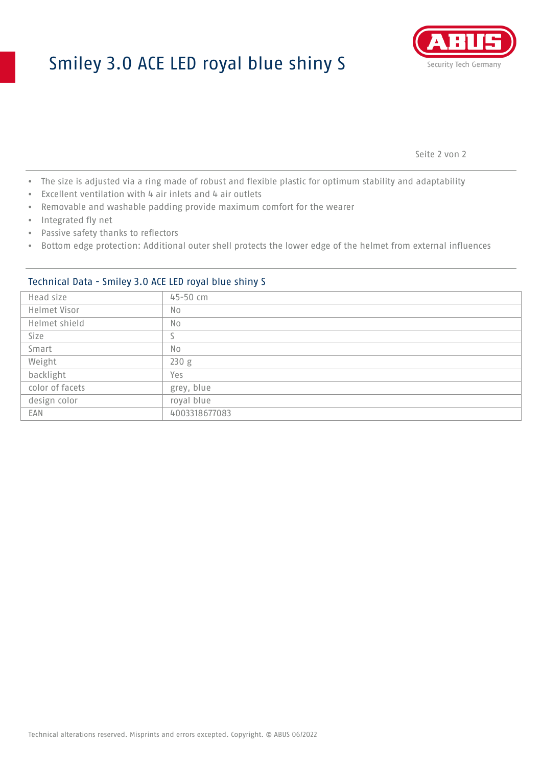- The size is adjusted via a ring made of robust and flexible plastic for optimum stability and adaptability
- Excellent ventilation with 4 air inlets and 4 air outlets
- Removable and washable padding provide maximum comfort for the wearer
- Integrated fly net
- Passive safety thanks to reflectors
- Bottom edge protection: Additional outer shell protects the lower edge of the helmet from external influences

## Technical Data - Smiley 3.0 ACE LED royal blue shiny S

| | |
|---|---|
| Head size | 45-50 cm |
| Helmet Visor | No |
| Helmet shield | No |
| Size | S |
| Smart | No |
| Weight | 230 g |
| backlight | Yes |
| color of facets | grey, blue |
| design color | royal blue |
| EAN | 4003318677083 |

Technical alterations reserved. Misprints and errors excepted. Copyright. © ABUS 06/2022